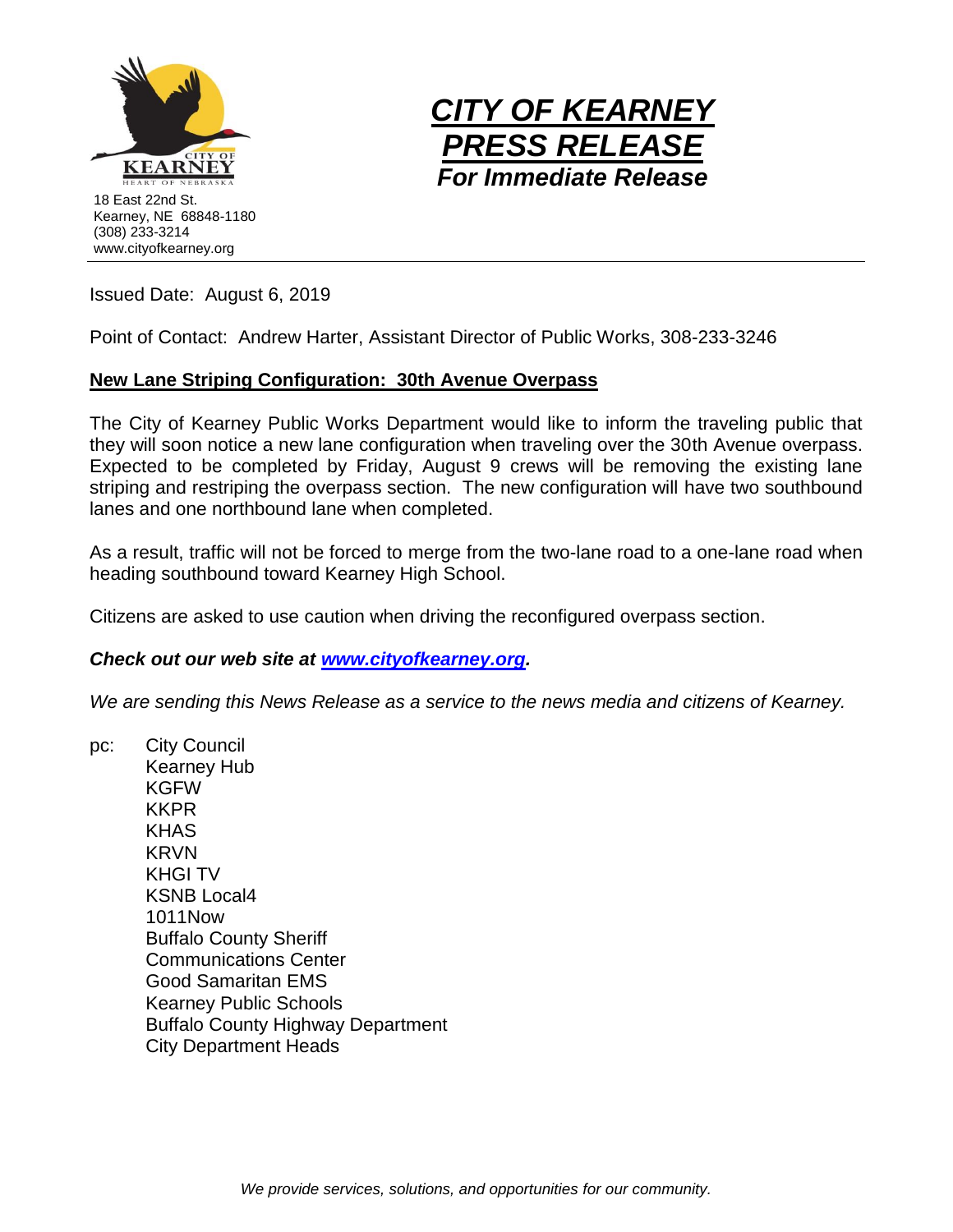18 East 22nd St.
Kearney, NE 68848-1180
(308) 233-3214
www.cityofkearney.org

# *CITY OF KEARNEY PRESS RELEASE*

***For Immediate Release***

---

Issued Date: August 6, 2019

Point of Contact: Andrew Harter, Assistant Director of Public Works, 308-233-3246

**New Lane Striping Configuration: 30th Avenue Overpass**

The City of Kearney Public Works Department would like to inform the traveling public that they will soon notice a new lane configuration when traveling over the 30th Avenue overpass. Expected to be completed by Friday, August 9 crews will be removing the existing lane striping and restriping the overpass section. The new configuration will have two southbound lanes and one northbound lane when completed.

As a result, traffic will not be forced to merge from the two-lane road to a one-lane road when heading southbound toward Kearney High School.

Citizens are asked to use caution when driving the reconfigured overpass section.

***Check out our web site at [www.cityofkearney.org](www.cityofkearney.org).***

*We are sending this News Release as a service to the news media and citizens of Kearney.*

pc:
- City Council
- Kearney Hub
- KGFW
- KKPR
- KHAS
- KRVN
- KHGI TV
- KSNB Local4
- 1011Now
- Buffalo County Sheriff
- Communications Center
- Good Samaritan EMS
- Kearney Public Schools
- Buffalo County Highway Department
- City Department Heads

*We provide services, solutions, and opportunities for our community.*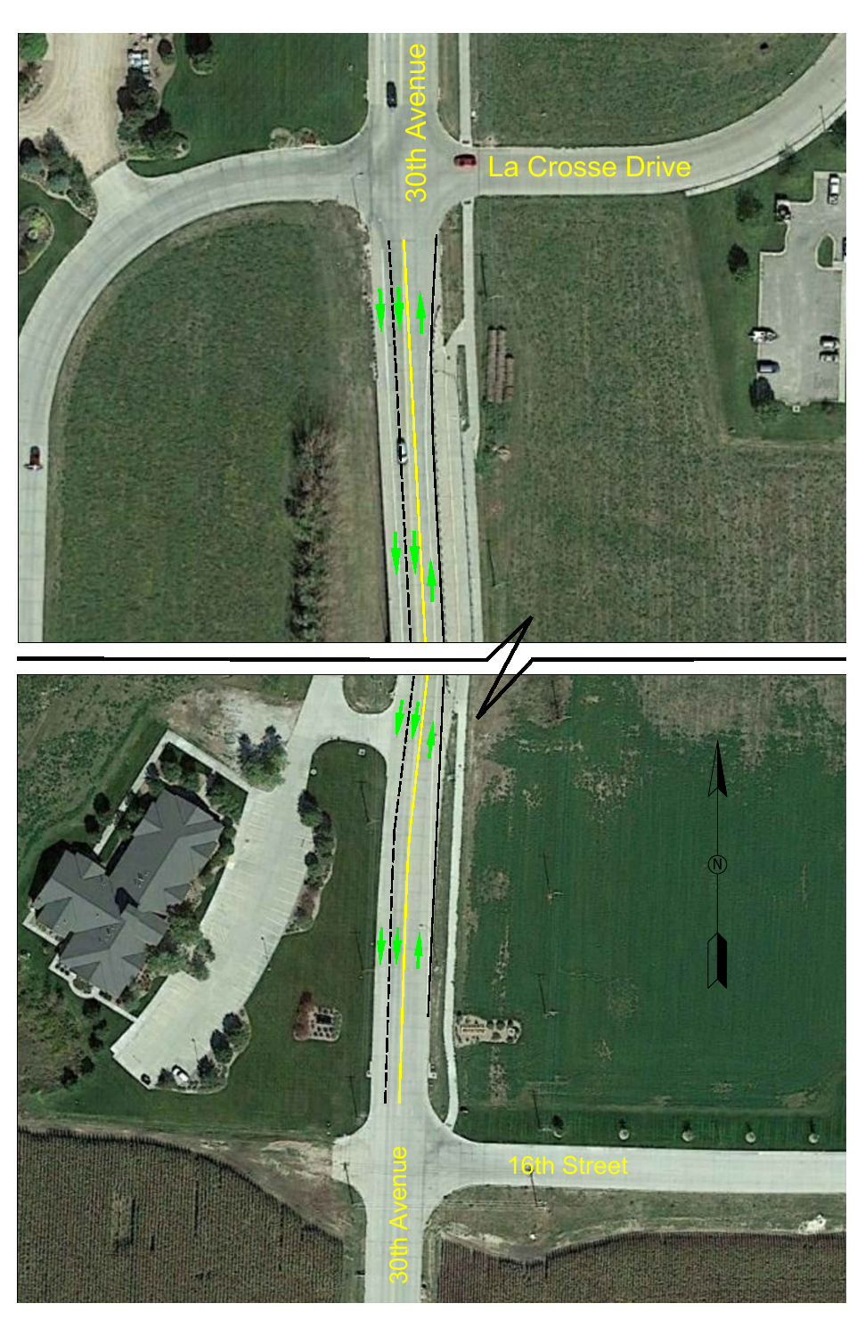30th Avenue

La Crosse Drive

N

30th Avenue

16th Street